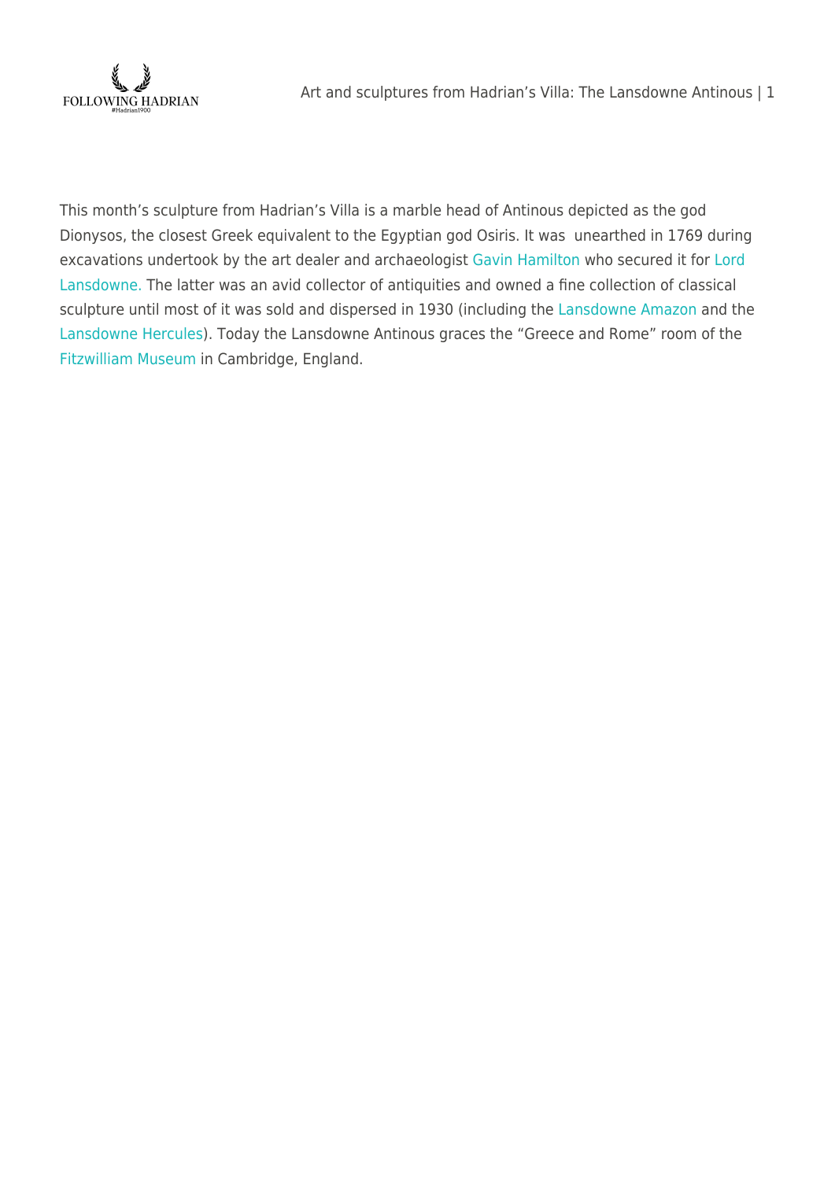This month's sculpture from Hadrian's Villa is a marble head of Antinous depicted as the god Dionysos, the closest Greek equivalent to the Egyptian god Osiris. It was  unearthed in 1769 during excavations undertook by the art dealer and archaeologist Gavin Hamilton who secured it for Lord Lansdowne. The latter was an avid collector of antiquities and owned a fine collection of classical sculpture until most of it was sold and dispersed in 1930 (including the Lansdowne Amazon and the Lansdowne Hercules). Today the Lansdowne Antinous graces the "Greece and Rome" room of the Fitzwilliam Museum in Cambridge, England.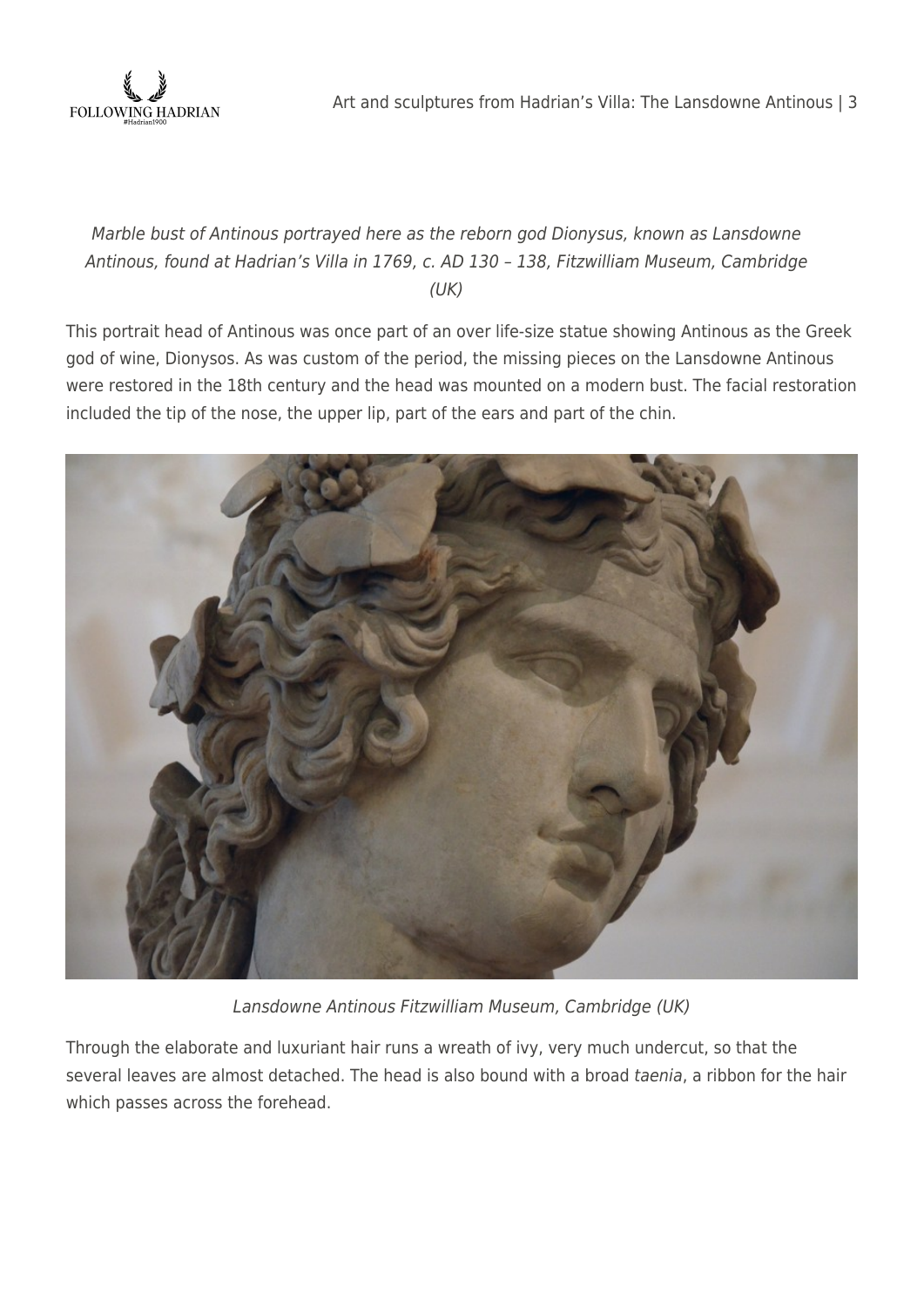*Marble bust of Antinous portrayed here as the reborn god Dionysus, known as Lansdowne Antinous, found at Hadrian's Villa in 1769, c. AD 130 – 138, Fitzwilliam Museum, Cambridge (UK)*

This portrait head of Antinous was once part of an over life-size statue showing Antinous as the Greek god of wine, Dionysos. As was custom of the period, the missing pieces on the Lansdowne Antinous were restored in the 18th century and the head was mounted on a modern bust. The facial restoration included the tip of the nose, the upper lip, part of the ears and part of the chin.

*Lansdowne Antinous Fitzwilliam Museum, Cambridge (UK)*

Through the elaborate and luxuriant hair runs a wreath of ivy, very much undercut, so that the several leaves are almost detached. The head is also bound with a broad *taenia*, a ribbon for the hair which passes across the forehead.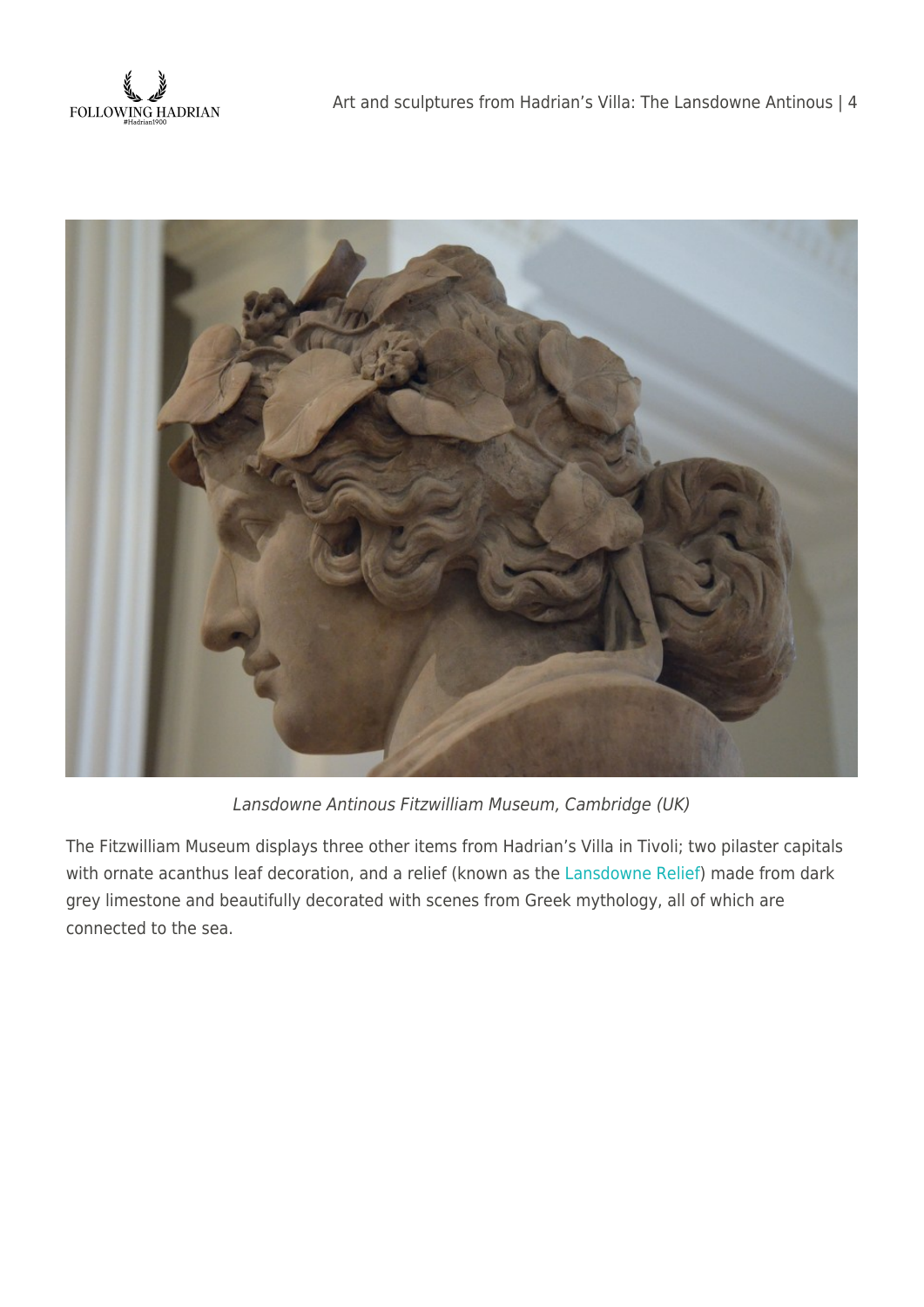*Lansdowne Antinous Fitzwilliam Museum, Cambridge (UK)*

The Fitzwilliam Museum displays three other items from Hadrian's Villa in Tivoli; two pilaster capitals with ornate acanthus leaf decoration, and a relief (known as the Lansdowne Relief) made from dark grey limestone and beautifully decorated with scenes from Greek mythology, all of which are connected to the sea.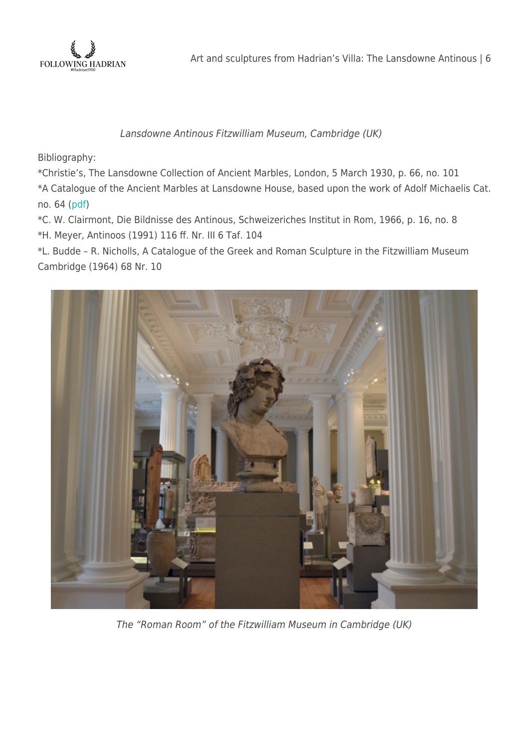*Lansdowne Antinous Fitzwilliam Museum, Cambridge (UK)*

Bibliography:

*Christie's, The Lansdowne Collection of Ancient Marbles, London, 5 March 1930, p. 66, no. 101
*A Catalogue of the Ancient Marbles at Lansdowne House, based upon the work of Adolf Michaelis Cat. no. 64 (pdf)
*C. W. Clairmont, Die Bildnisse des Antinous, Schweizeriches Institut in Rom, 1966, p. 16, no. 8
*H. Meyer, Antinoos (1991) 116 ff. Nr. III 6 Taf. 104
*L. Budde – R. Nicholls, A Catalogue of the Greek and Roman Sculpture in the Fitzwilliam Museum Cambridge (1964) 68 Nr. 10

*The "Roman Room" of the Fitzwilliam Museum in Cambridge (UK)*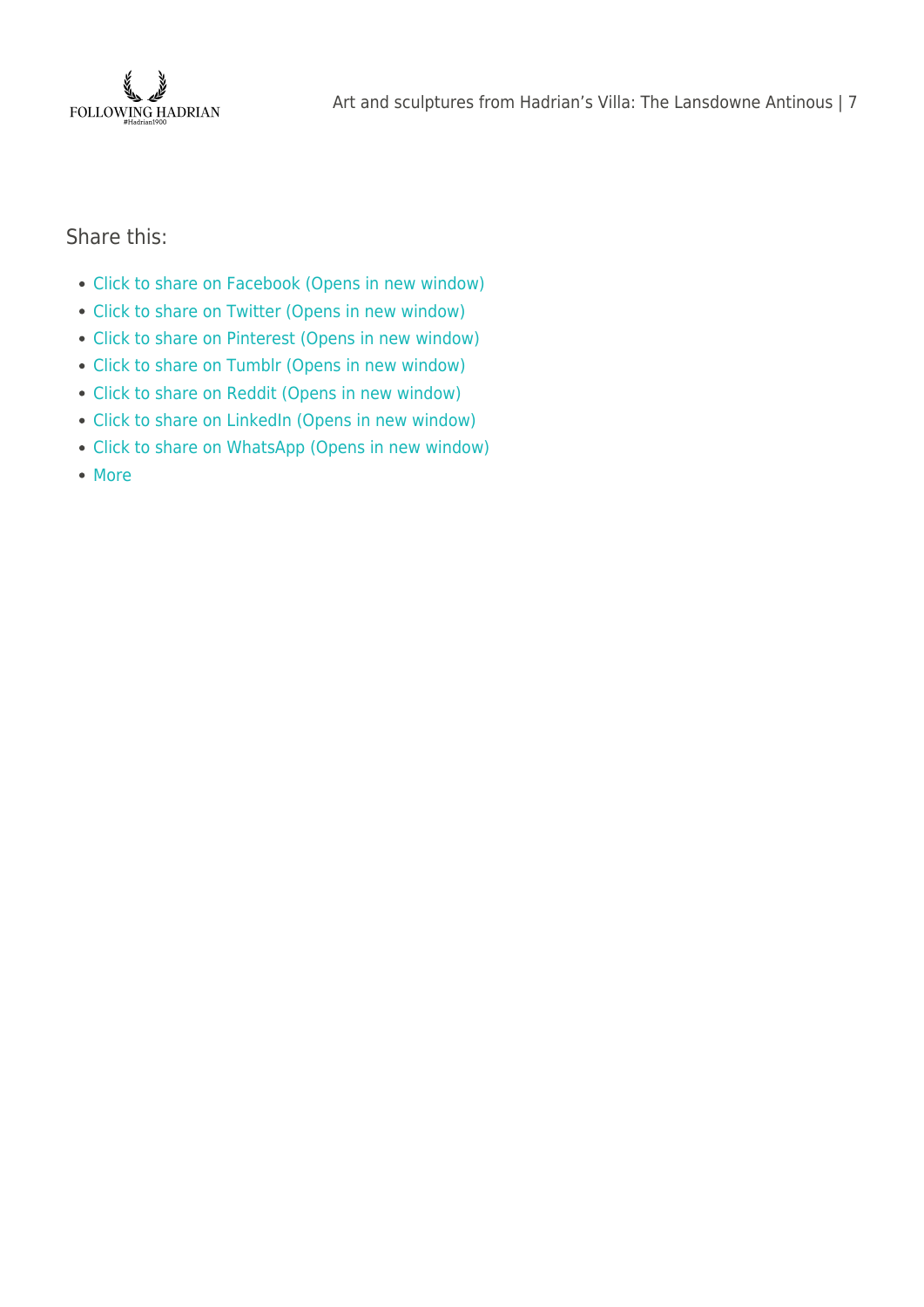Share this:

- Click to share on Facebook (Opens in new window)
- Click to share on Twitter (Opens in new window)
- Click to share on Pinterest (Opens in new window)
- Click to share on Tumblr (Opens in new window)
- Click to share on Reddit (Opens in new window)
- Click to share on LinkedIn (Opens in new window)
- Click to share on WhatsApp (Opens in new window)
- More